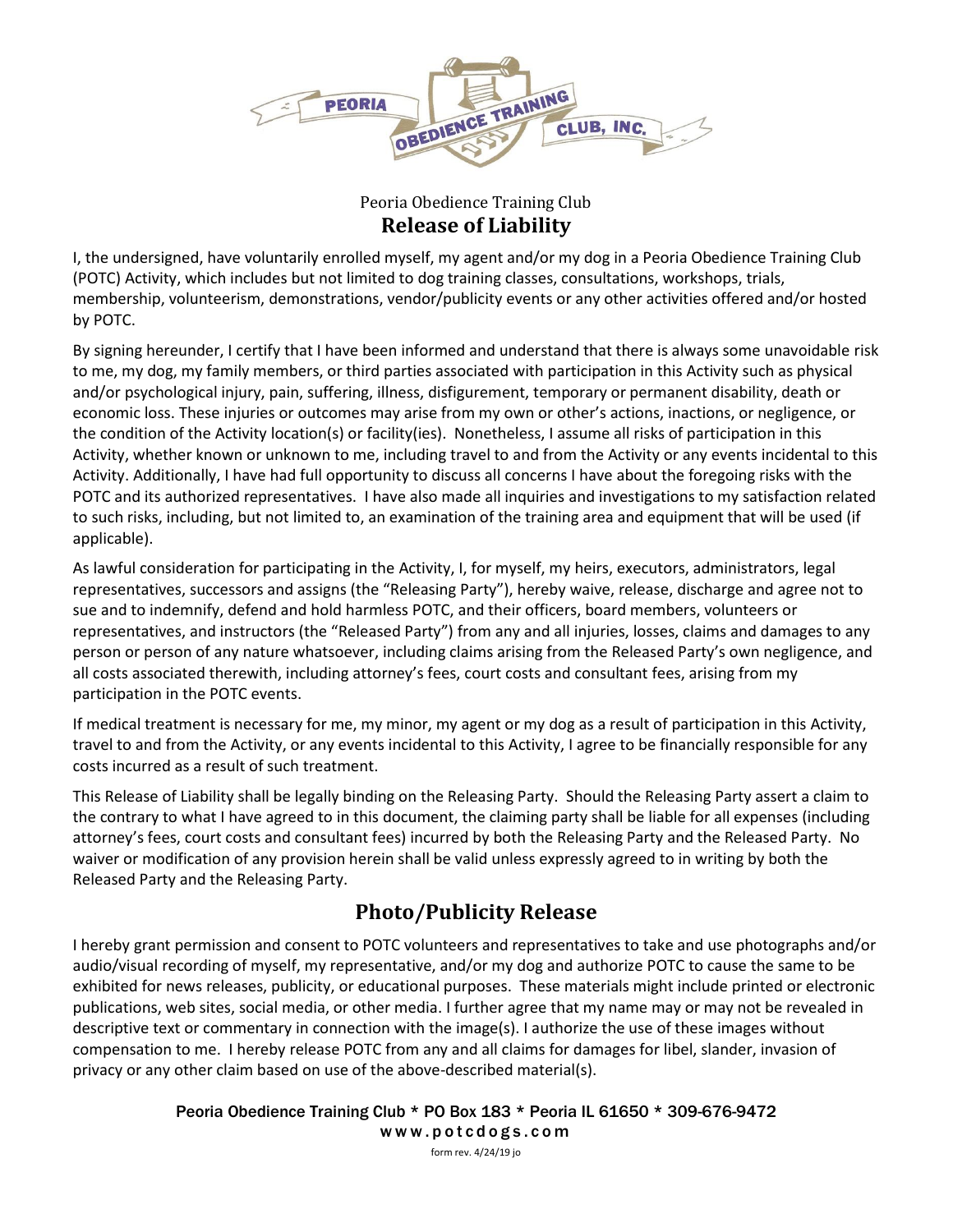Peoria Obedience Training Club

# Release of Liability

I, the undersigned, have voluntarily enrolled myself, my agent and/or my dog in a Peoria Obedience Training Club (POTC) Activity, which includes but not limited to dog training classes, consultations, workshops, trials, membership, volunteerism, demonstrations, vendor/publicity events or any other activities offered and/or hosted by POTC.

By signing hereunder, I certify that I have been informed and understand that there is always some unavoidable risk to me, my dog, my family members, or third parties associated with participation in this Activity such as physical and/or psychological injury, pain, suffering, illness, disfigurement, temporary or permanent disability, death or economic loss. These injuries or outcomes may arise from my own or other's actions, inactions, or negligence, or the condition of the Activity location(s) or facility(ies). Nonetheless, I assume all risks of participation in this Activity, whether known or unknown to me, including travel to and from the Activity or any events incidental to this Activity. Additionally, I have had full opportunity to discuss all concerns I have about the foregoing risks with the POTC and its authorized representatives. I have also made all inquiries and investigations to my satisfaction related to such risks, including, but not limited to, an examination of the training area and equipment that will be used (if applicable).

As lawful consideration for participating in the Activity, I, for myself, my heirs, executors, administrators, legal representatives, successors and assigns (the "Releasing Party"), hereby waive, release, discharge and agree not to sue and to indemnify, defend and hold harmless POTC, and their officers, board members, volunteers or representatives, and instructors (the "Released Party") from any and all injuries, losses, claims and damages to any person or person of any nature whatsoever, including claims arising from the Released Party's own negligence, and all costs associated therewith, including attorney's fees, court costs and consultant fees, arising from my participation in the POTC events.

If medical treatment is necessary for me, my minor, my agent or my dog as a result of participation in this Activity, travel to and from the Activity, or any events incidental to this Activity, I agree to be financially responsible for any costs incurred as a result of such treatment.

This Release of Liability shall be legally binding on the Releasing Party. Should the Releasing Party assert a claim to the contrary to what I have agreed to in this document, the claiming party shall be liable for all expenses (including attorney's fees, court costs and consultant fees) incurred by both the Releasing Party and the Released Party. No waiver or modification of any provision herein shall be valid unless expressly agreed to in writing by both the Released Party and the Releasing Party.

## Photo/Publicity Release

I hereby grant permission and consent to POTC volunteers and representatives to take and use photographs and/or audio/visual recording of myself, my representative, and/or my dog and authorize POTC to cause the same to be exhibited for news releases, publicity, or educational purposes. These materials might include printed or electronic publications, web sites, social media, or other media. I further agree that my name may or may not be revealed in descriptive text or commentary in connection with the image(s). I authorize the use of these images without compensation to me. I hereby release POTC from any and all claims for damages for libel, slander, invasion of privacy or any other claim based on use of the above-described material(s).

Peoria Obedience Training Club * PO Box 183 * Peoria IL 61650 * 309-676-9472
www.potcdogs.com

form rev. 4/24/19 jo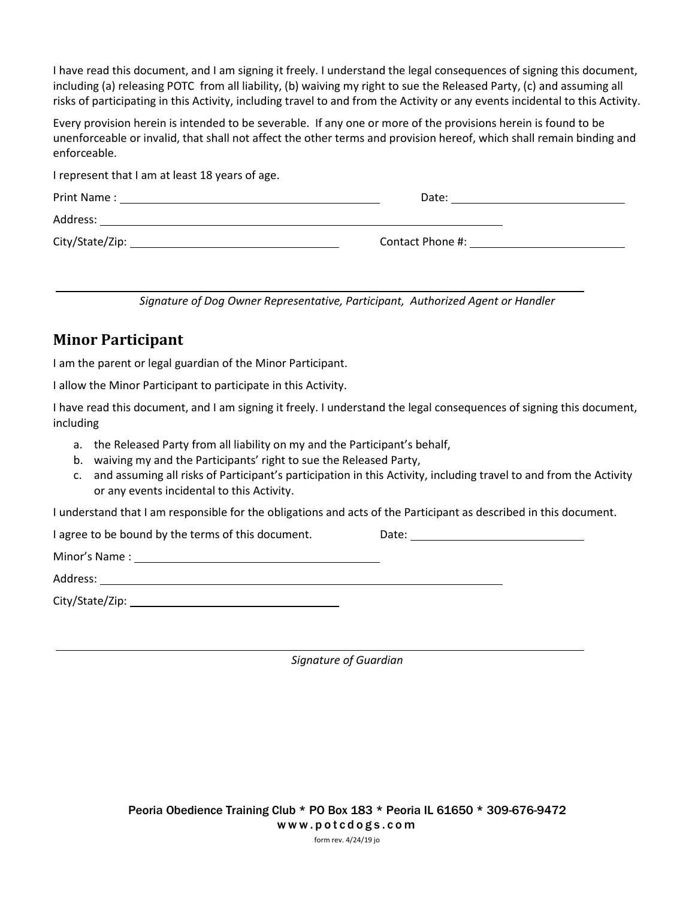I have read this document, and I am signing it freely. I understand the legal consequences of signing this document, including (a) releasing POTC from all liability, (b) waiving my right to sue the Released Party, (c) and assuming all risks of participating in this Activity, including travel to and from the Activity or any events incidental to this Activity.

Every provision herein is intended to be severable. If any one or more of the provisions herein is found to be unenforceable or invalid, that shall not affect the other terms and provision hereof, which shall remain binding and enforceable.

I represent that I am at least 18 years of age.

Print Name : ______________________________ Date: ______________________

Address: ______________________________________________

City/State/Zip: ________________________ Contact Phone #: ____________________

______________________________________________________

*Signature of Dog Owner Representative, Participant, Authorized Agent or Handler*

## Minor Participant

I am the parent or legal guardian of the Minor Participant.

I allow the Minor Participant to participate in this Activity.

I have read this document, and I am signing it freely. I understand the legal consequences of signing this document, including

a. the Released Party from all liability on my and the Participant's behalf,
b. waiving my and the Participants' right to sue the Released Party,
c. and assuming all risks of Participant's participation in this Activity, including travel to and from the Activity or any events incidental to this Activity.

I understand that I am responsible for the obligations and acts of the Participant as described in this document.

I agree to be bound by the terms of this document. Date: ______________________

Minor's Name : ______________________________

Address: ______________________________________________

City/State/Zip: ________________________

______________________________________________________

*Signature of Guardian*

Peoria Obedience Training Club * PO Box 183 * Peoria IL 61650 * 309-676-9472
www.potcdogs.com

form rev. 4/24/19 jo